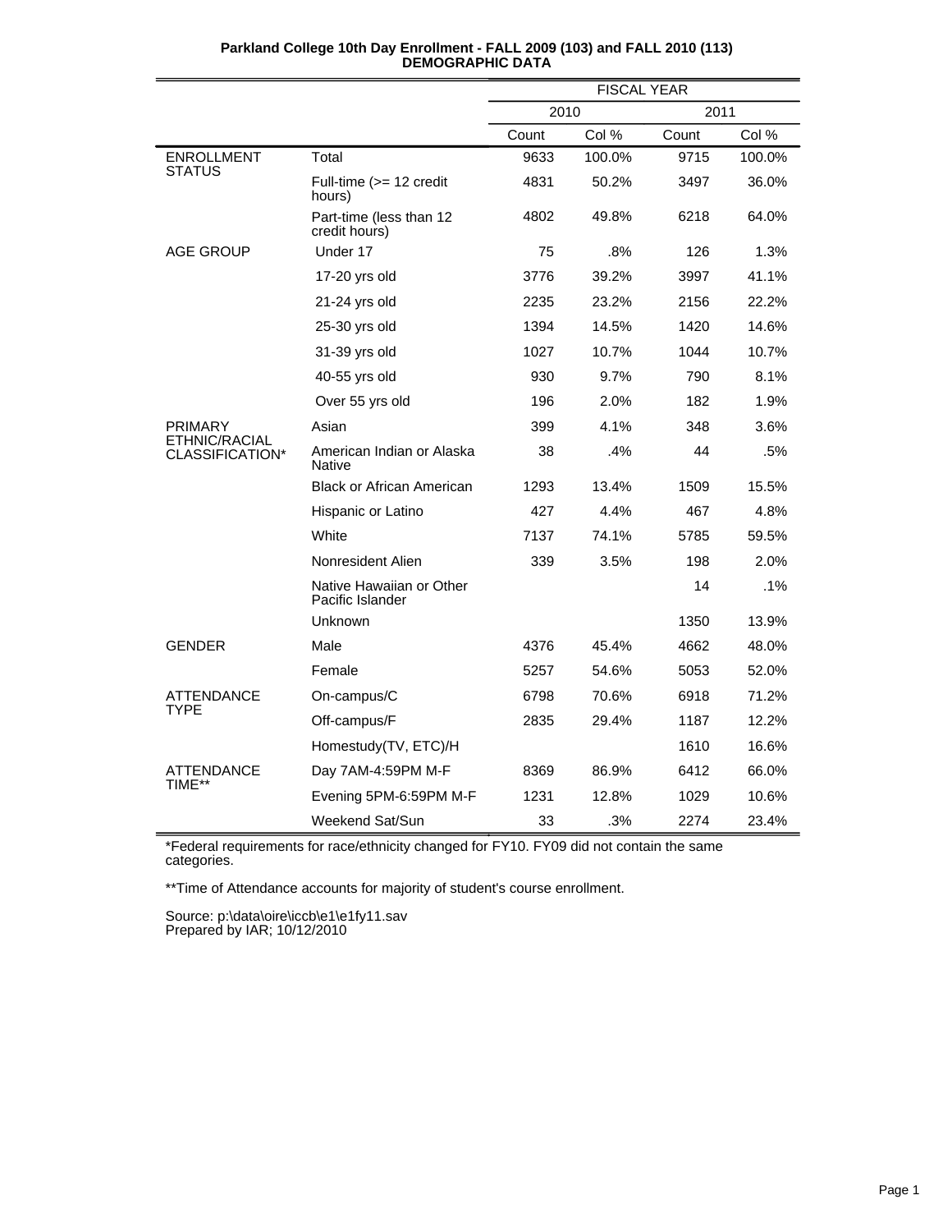# Parkland College 10th Day Enrollment - FALL 2009 (103) and FALL 2010 (113)
## DEMOGRAPHIC DATA

| | | FISCAL YEAR | | | |
|---|---|---|---|---|---|
| | | 2010 | | 2011 | |
| | | Count | Col % | Count | Col % |
| ENROLLMENT STATUS | Total | 9633 | 100.0% | 9715 | 100.0% |
| | Full-time (>= 12 credit hours) | 4831 | 50.2% | 3497 | 36.0% |
| | Part-time (less than 12 credit hours) | 4802 | 49.8% | 6218 | 64.0% |
| AGE GROUP | Under 17 | 75 | .8% | 126 | 1.3% |
| | 17-20 yrs old | 3776 | 39.2% | 3997 | 41.1% |
| | 21-24 yrs old | 2235 | 23.2% | 2156 | 22.2% |
| | 25-30 yrs old | 1394 | 14.5% | 1420 | 14.6% |
| | 31-39 yrs old | 1027 | 10.7% | 1044 | 10.7% |
| | 40-55 yrs old | 930 | 9.7% | 790 | 8.1% |
| | Over 55 yrs old | 196 | 2.0% | 182 | 1.9% |
| PRIMARY ETHNIC/RACIAL CLASSIFICATION* | Asian | 399 | 4.1% | 348 | 3.6% |
| | American Indian or Alaska Native | 38 | .4% | 44 | .5% |
| | Black or African American | 1293 | 13.4% | 1509 | 15.5% |
| | Hispanic or Latino | 427 | 4.4% | 467 | 4.8% |
| | White | 7137 | 74.1% | 5785 | 59.5% |
| | Nonresident Alien | 339 | 3.5% | 198 | 2.0% |
| | Native Hawaiian or Other Pacific Islander | | | 14 | .1% |
| | Unknown | | | 1350 | 13.9% |
| GENDER | Male | 4376 | 45.4% | 4662 | 48.0% |
| | Female | 5257 | 54.6% | 5053 | 52.0% |
| ATTENDANCE TYPE | On-campus/C | 6798 | 70.6% | 6918 | 71.2% |
| | Off-campus/F | 2835 | 29.4% | 1187 | 12.2% |
| | Homestudy(TV, ETC)/H | | | 1610 | 16.6% |
| ATTENDANCE TIME** | Day 7AM-4:59PM M-F | 8369 | 86.9% | 6412 | 66.0% |
| | Evening 5PM-6:59PM M-F | 1231 | 12.8% | 1029 | 10.6% |
| | Weekend Sat/Sun | 33 | .3% | 2274 | 23.4% |

*Federal requirements for race/ethnicity changed for FY10. FY09 did not contain the same categories.

**Time of Attendance accounts for majority of student's course enrollment.

Source: p:\data\oire\iccb\e1\e1fy11.sav
Prepared by IAR; 10/12/2010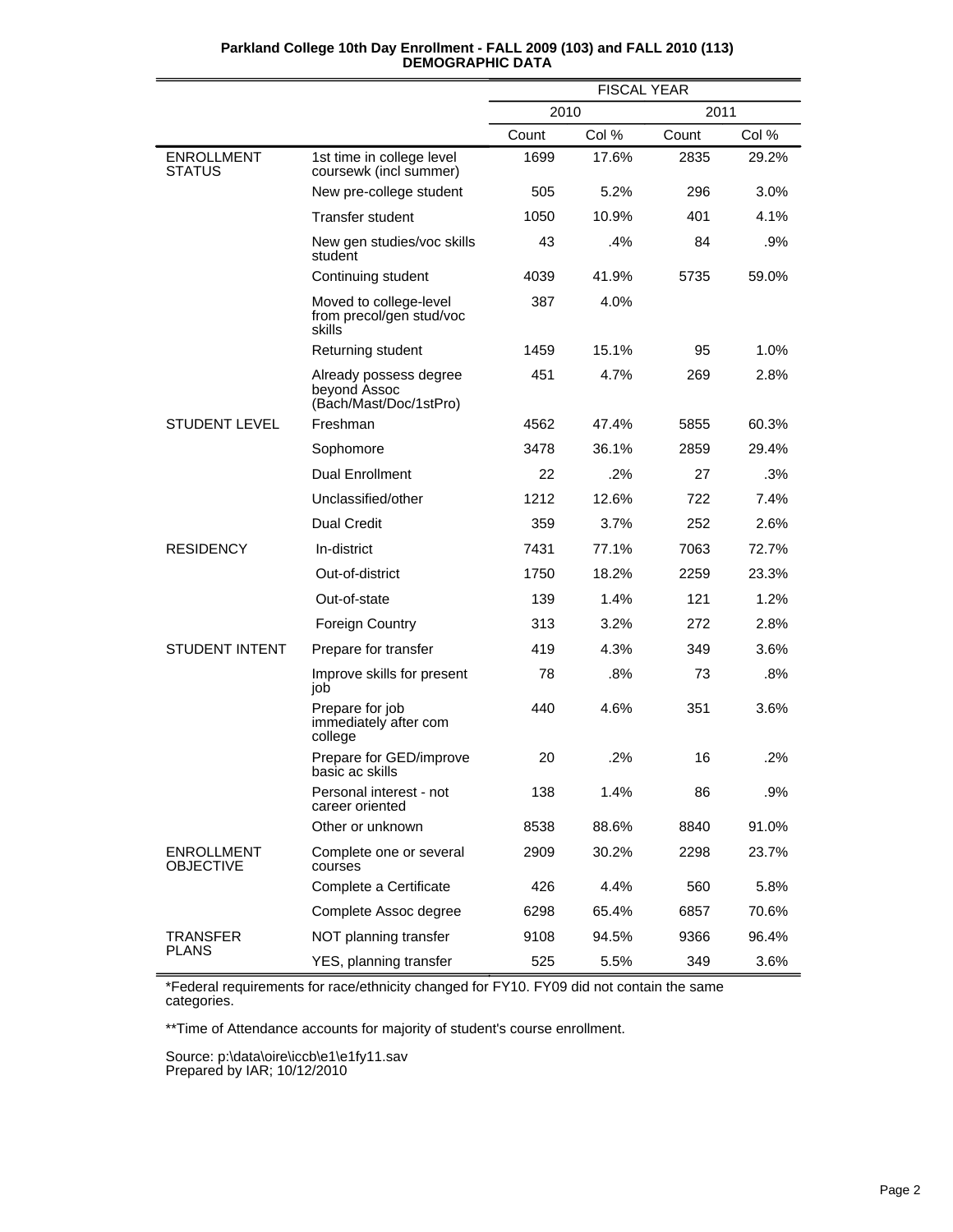**Parkland College 10th Day Enrollment - FALL 2009 (103) and FALL 2010 (113)**
**DEMOGRAPHIC DATA**

| | | FISCAL YEAR | | | |
|---|---|---|---|---|---|
| | | 2010 | | 2011 | |
| | | Count | Col % | Count | Col % |
| ENROLLMENT STATUS | 1st time in college level coursewk (incl summer) | 1699 | 17.6% | 2835 | 29.2% |
| | New pre-college student | 505 | 5.2% | 296 | 3.0% |
| | Transfer student | 1050 | 10.9% | 401 | 4.1% |
| | New gen studies/voc skills student | 43 | .4% | 84 | .9% |
| | Continuing student | 4039 | 41.9% | 5735 | 59.0% |
| | Moved to college-level from precol/gen stud/voc skills | 387 | 4.0% | | |
| | Returning student | 1459 | 15.1% | 95 | 1.0% |
| | Already possess degree beyond Assoc (Bach/Mast/Doc/1stPro) | 451 | 4.7% | 269 | 2.8% |
| STUDENT LEVEL | Freshman | 4562 | 47.4% | 5855 | 60.3% |
| | Sophomore | 3478 | 36.1% | 2859 | 29.4% |
| | Dual Enrollment | 22 | .2% | 27 | .3% |
| | Unclassified/other | 1212 | 12.6% | 722 | 7.4% |
| | Dual Credit | 359 | 3.7% | 252 | 2.6% |
| RESIDENCY | In-district | 7431 | 77.1% | 7063 | 72.7% |
| | Out-of-district | 1750 | 18.2% | 2259 | 23.3% |
| | Out-of-state | 139 | 1.4% | 121 | 1.2% |
| | Foreign Country | 313 | 3.2% | 272 | 2.8% |
| STUDENT INTENT | Prepare for transfer | 419 | 4.3% | 349 | 3.6% |
| | Improve skills for present job | 78 | .8% | 73 | .8% |
| | Prepare for job immediately after com college | 440 | 4.6% | 351 | 3.6% |
| | Prepare for GED/improve basic ac skills | 20 | .2% | 16 | .2% |
| | Personal interest - not career oriented | 138 | 1.4% | 86 | .9% |
| | Other or unknown | 8538 | 88.6% | 8840 | 91.0% |
| ENROLLMENT OBJECTIVE | Complete one or several courses | 2909 | 30.2% | 2298 | 23.7% |
| | Complete a Certificate | 426 | 4.4% | 560 | 5.8% |
| | Complete Assoc degree | 6298 | 65.4% | 6857 | 70.6% |
| TRANSFER PLANS | NOT planning transfer | 9108 | 94.5% | 9366 | 96.4% |
| | YES, planning transfer | 525 | 5.5% | 349 | 3.6% |

*Federal requirements for race/ethnicity changed for FY10. FY09 did not contain the same categories.

**Time of Attendance accounts for majority of student's course enrollment.

Source: p:\data\oire\iccb\e1\e1fy11.sav
Prepared by IAR; 10/12/2010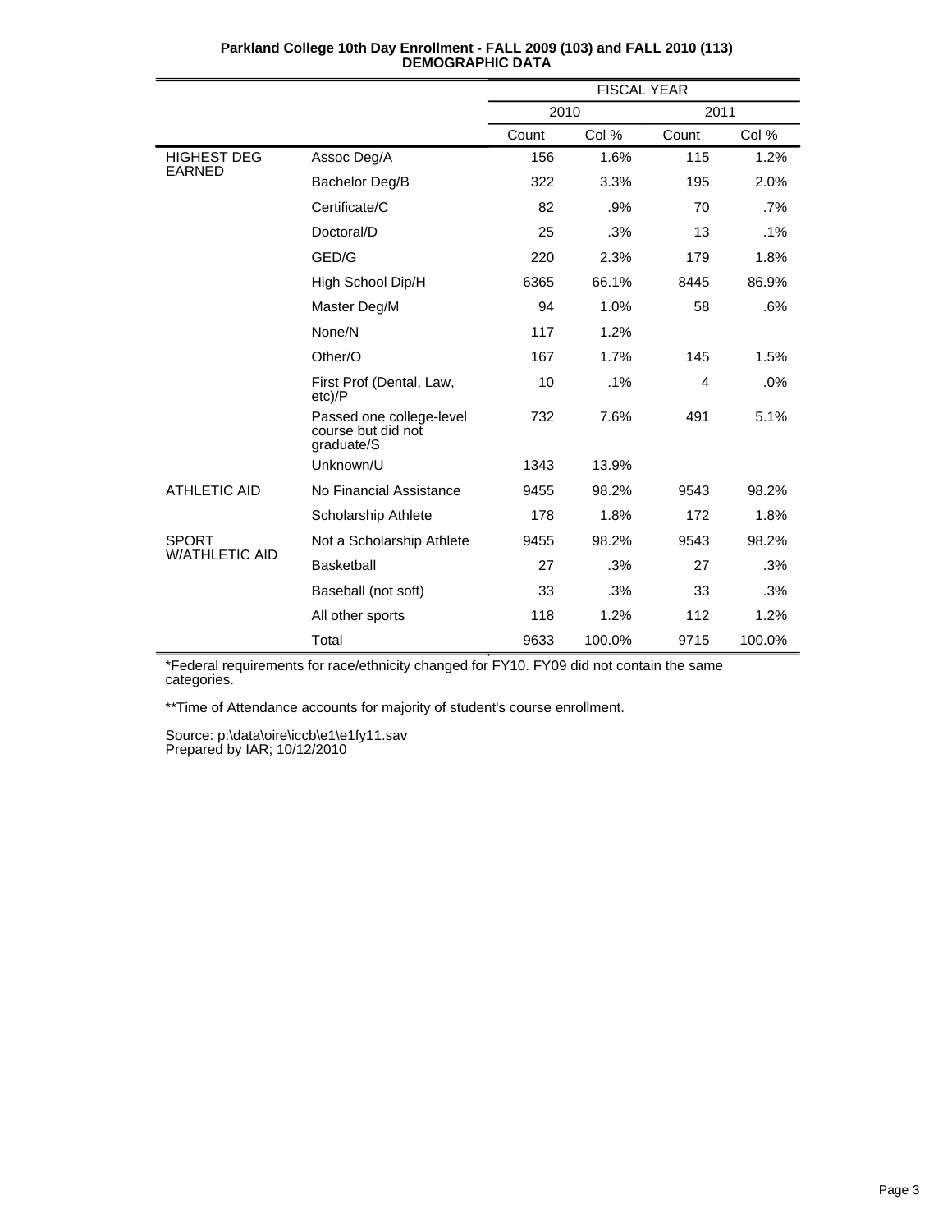**Parkland College 10th Day Enrollment - FALL 2009 (103) and FALL 2010 (113)**
**DEMOGRAPHIC DATA**

| | | FISCAL YEAR | | | |
|---|---|---|---|---|---|
| | | 2010 | | 2011 | |
| | | Count | Col % | Count | Col % |
| HIGHEST DEG EARNED | Assoc Deg/A | 156 | 1.6% | 115 | 1.2% |
| | Bachelor Deg/B | 322 | 3.3% | 195 | 2.0% |
| | Certificate/C | 82 | .9% | 70 | .7% |
| | Doctoral/D | 25 | .3% | 13 | .1% |
| | GED/G | 220 | 2.3% | 179 | 1.8% |
| | High School Dip/H | 6365 | 66.1% | 8445 | 86.9% |
| | Master Deg/M | 94 | 1.0% | 58 | .6% |
| | None/N | 117 | 1.2% | | |
| | Other/O | 167 | 1.7% | 145 | 1.5% |
| | First Prof (Dental, Law, etc)/P | 10 | .1% | 4 | .0% |
| | Passed one college-level course but did not graduate/S | 732 | 7.6% | 491 | 5.1% |
| | Unknown/U | 1343 | 13.9% | | |
| ATHLETIC AID | No Financial Assistance | 9455 | 98.2% | 9543 | 98.2% |
| | Scholarship Athlete | 178 | 1.8% | 172 | 1.8% |
| SPORT W/ATHLETIC AID | Not a Scholarship Athlete | 9455 | 98.2% | 9543 | 98.2% |
| | Basketball | 27 | .3% | 27 | .3% |
| | Baseball (not soft) | 33 | .3% | 33 | .3% |
| | All other sports | 118 | 1.2% | 112 | 1.2% |
| | Total | 9633 | 100.0% | 9715 | 100.0% |

*Federal requirements for race/ethnicity changed for FY10. FY09 did not contain the same categories.

**Time of Attendance accounts for majority of student's course enrollment.

Source: p:\data\oire\iccb\e1\e1fy11.sav
Prepared by IAR; 10/12/2010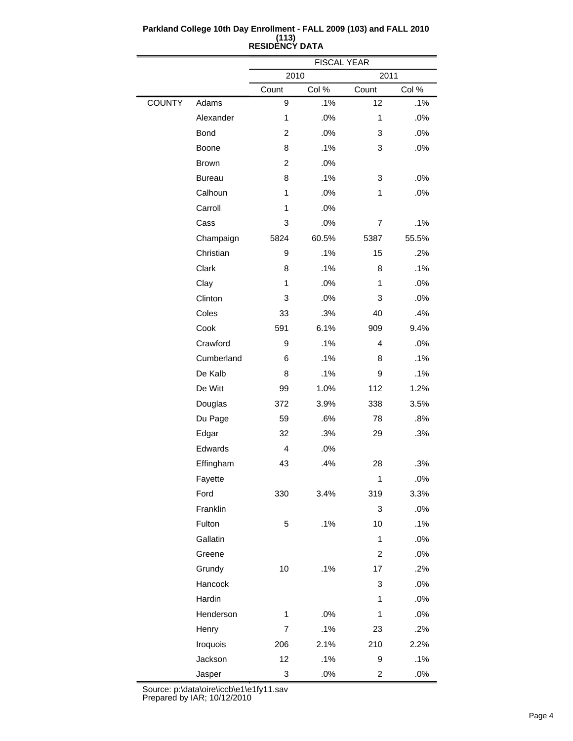**Parkland College 10th Day Enrollment - FALL 2009 (103) and FALL 2010 (113)**
**RESIDENCY DATA**

| | | FISCAL YEAR | | | |
|---|---|---|---|---|---|
| | | 2010 | | 2011 | |
| | | Count | Col % | Count | Col % |
| COUNTY | Adams | 9 | .1% | 12 | .1% |
| | Alexander | 1 | .0% | 1 | .0% |
| | Bond | 2 | .0% | 3 | .0% |
| | Boone | 8 | .1% | 3 | .0% |
| | Brown | 2 | .0% | | |
| | Bureau | 8 | .1% | 3 | .0% |
| | Calhoun | 1 | .0% | 1 | .0% |
| | Carroll | 1 | .0% | | |
| | Cass | 3 | .0% | 7 | .1% |
| | Champaign | 5824 | 60.5% | 5387 | 55.5% |
| | Christian | 9 | .1% | 15 | .2% |
| | Clark | 8 | .1% | 8 | .1% |
| | Clay | 1 | .0% | 1 | .0% |
| | Clinton | 3 | .0% | 3 | .0% |
| | Coles | 33 | .3% | 40 | .4% |
| | Cook | 591 | 6.1% | 909 | 9.4% |
| | Crawford | 9 | .1% | 4 | .0% |
| | Cumberland | 6 | .1% | 8 | .1% |
| | De Kalb | 8 | .1% | 9 | .1% |
| | De Witt | 99 | 1.0% | 112 | 1.2% |
| | Douglas | 372 | 3.9% | 338 | 3.5% |
| | Du Page | 59 | .6% | 78 | .8% |
| | Edgar | 32 | .3% | 29 | .3% |
| | Edwards | 4 | .0% | | |
| | Effingham | 43 | .4% | 28 | .3% |
| | Fayette | | | 1 | .0% |
| | Ford | 330 | 3.4% | 319 | 3.3% |
| | Franklin | | | 3 | .0% |
| | Fulton | 5 | .1% | 10 | .1% |
| | Gallatin | | | 1 | .0% |
| | Greene | | | 2 | .0% |
| | Grundy | 10 | .1% | 17 | .2% |
| | Hancock | | | 3 | .0% |
| | Hardin | | | 1 | .0% |
| | Henderson | 1 | .0% | 1 | .0% |
| | Henry | 7 | .1% | 23 | .2% |
| | Iroquois | 206 | 2.1% | 210 | 2.2% |
| | Jackson | 12 | .1% | 9 | .1% |
| | Jasper | 3 | .0% | 2 | .0% |

Source: p:\data\oire\iccb\e1\e1fy11.sav
Prepared by IAR; 10/12/2010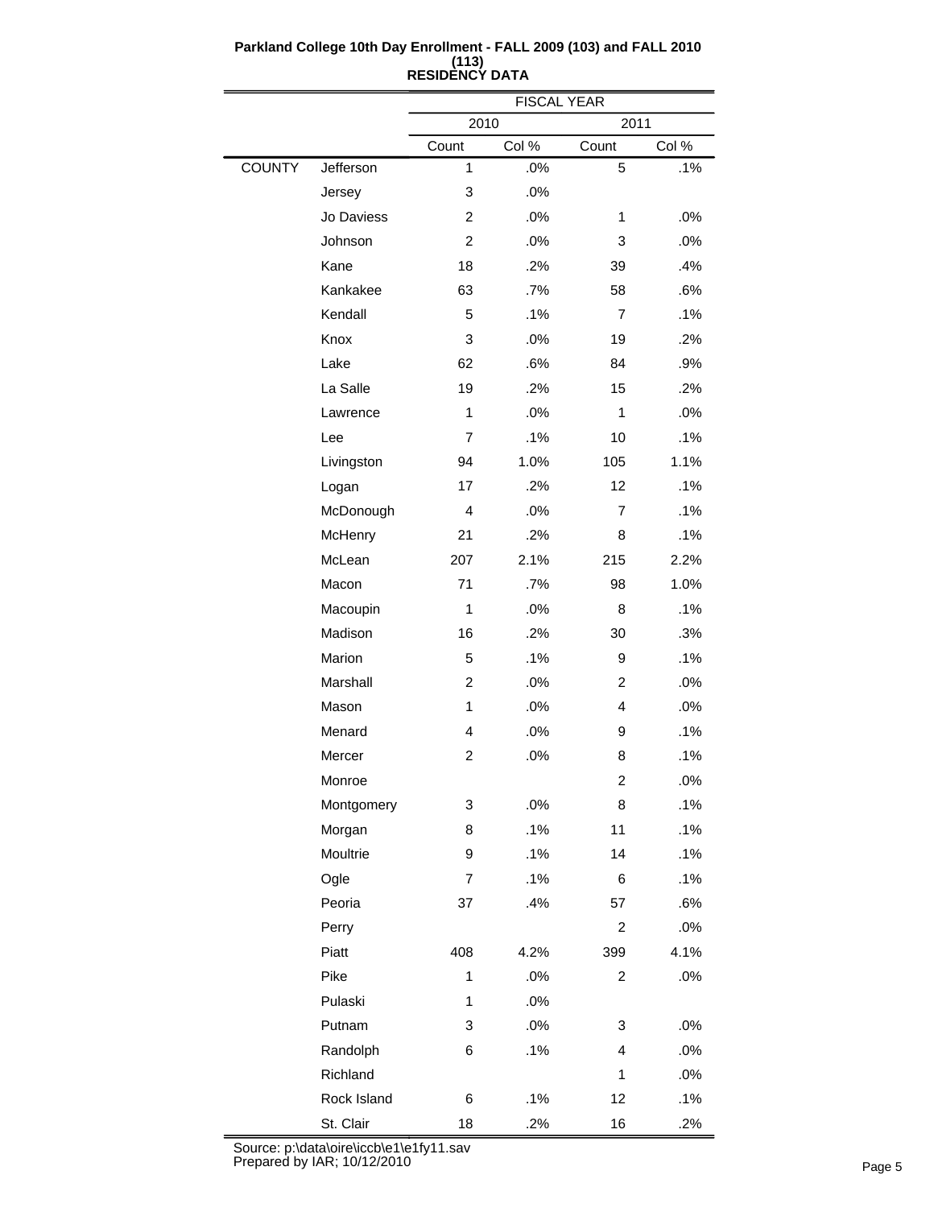**Parkland College 10th Day Enrollment - FALL 2009 (103) and FALL 2010 (113)**
**RESIDENCY DATA**

| | | FISCAL YEAR | | | |
|---|---|---|---|---|---|
| | | 2010 | | 2011 | |
| | | Count | Col % | Count | Col % |
| COUNTY | Jefferson | 1 | .0% | 5 | .1% |
| | Jersey | 3 | .0% | | |
| | Jo Daviess | 2 | .0% | 1 | .0% |
| | Johnson | 2 | .0% | 3 | .0% |
| | Kane | 18 | .2% | 39 | .4% |
| | Kankakee | 63 | .7% | 58 | .6% |
| | Kendall | 5 | .1% | 7 | .1% |
| | Knox | 3 | .0% | 19 | .2% |
| | Lake | 62 | .6% | 84 | .9% |
| | La Salle | 19 | .2% | 15 | .2% |
| | Lawrence | 1 | .0% | 1 | .0% |
| | Lee | 7 | .1% | 10 | .1% |
| | Livingston | 94 | 1.0% | 105 | 1.1% |
| | Logan | 17 | .2% | 12 | .1% |
| | McDonough | 4 | .0% | 7 | .1% |
| | McHenry | 21 | .2% | 8 | .1% |
| | McLean | 207 | 2.1% | 215 | 2.2% |
| | Macon | 71 | .7% | 98 | 1.0% |
| | Macoupin | 1 | .0% | 8 | .1% |
| | Madison | 16 | .2% | 30 | .3% |
| | Marion | 5 | .1% | 9 | .1% |
| | Marshall | 2 | .0% | 2 | .0% |
| | Mason | 1 | .0% | 4 | .0% |
| | Menard | 4 | .0% | 9 | .1% |
| | Mercer | 2 | .0% | 8 | .1% |
| | Monroe | | | 2 | .0% |
| | Montgomery | 3 | .0% | 8 | .1% |
| | Morgan | 8 | .1% | 11 | .1% |
| | Moultrie | 9 | .1% | 14 | .1% |
| | Ogle | 7 | .1% | 6 | .1% |
| | Peoria | 37 | .4% | 57 | .6% |
| | Perry | | | 2 | .0% |
| | Piatt | 408 | 4.2% | 399 | 4.1% |
| | Pike | 1 | .0% | 2 | .0% |
| | Pulaski | 1 | .0% | | |
| | Putnam | 3 | .0% | 3 | .0% |
| | Randolph | 6 | .1% | 4 | .0% |
| | Richland | | | 1 | .0% |
| | Rock Island | 6 | .1% | 12 | .1% |
| | St. Clair | 18 | .2% | 16 | .2% |

Source: p:\data\oire\iccb\e1\e1fy11.sav
Prepared by IAR; 10/12/2010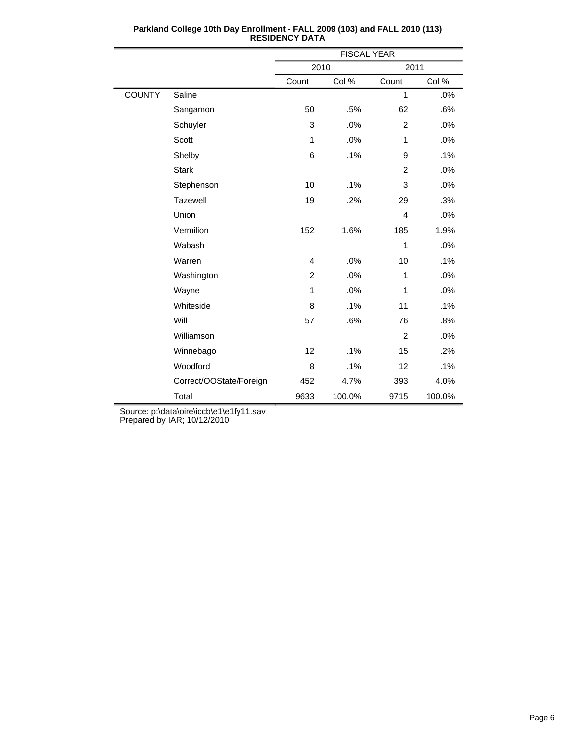**Parkland College 10th Day Enrollment - FALL 2009 (103) and FALL 2010 (113)**
**RESIDENCY DATA**

| | | FISCAL YEAR | | | |
|---|---|---|---|---|---|
| | | 2010 | | 2011 | |
| | | Count | Col % | Count | Col % |
| COUNTY | Saline | | | 1 | .0% |
| | Sangamon | 50 | .5% | 62 | .6% |
| | Schuyler | 3 | .0% | 2 | .0% |
| | Scott | 1 | .0% | 1 | .0% |
| | Shelby | 6 | .1% | 9 | .1% |
| | Stark | | | 2 | .0% |
| | Stephenson | 10 | .1% | 3 | .0% |
| | Tazewell | 19 | .2% | 29 | .3% |
| | Union | | | 4 | .0% |
| | Vermilion | 152 | 1.6% | 185 | 1.9% |
| | Wabash | | | 1 | .0% |
| | Warren | 4 | .0% | 10 | .1% |
| | Washington | 2 | .0% | 1 | .0% |
| | Wayne | 1 | .0% | 1 | .0% |
| | Whiteside | 8 | .1% | 11 | .1% |
| | Will | 57 | .6% | 76 | .8% |
| | Williamson | | | 2 | .0% |
| | Winnebago | 12 | .1% | 15 | .2% |
| | Woodford | 8 | .1% | 12 | .1% |
| | Correct/OOState/Foreign | 452 | 4.7% | 393 | 4.0% |
| | Total | 9633 | 100.0% | 9715 | 100.0% |

Source: p:\data\oire\iccb\e1\e1fy11.sav
Prepared by IAR; 10/12/2010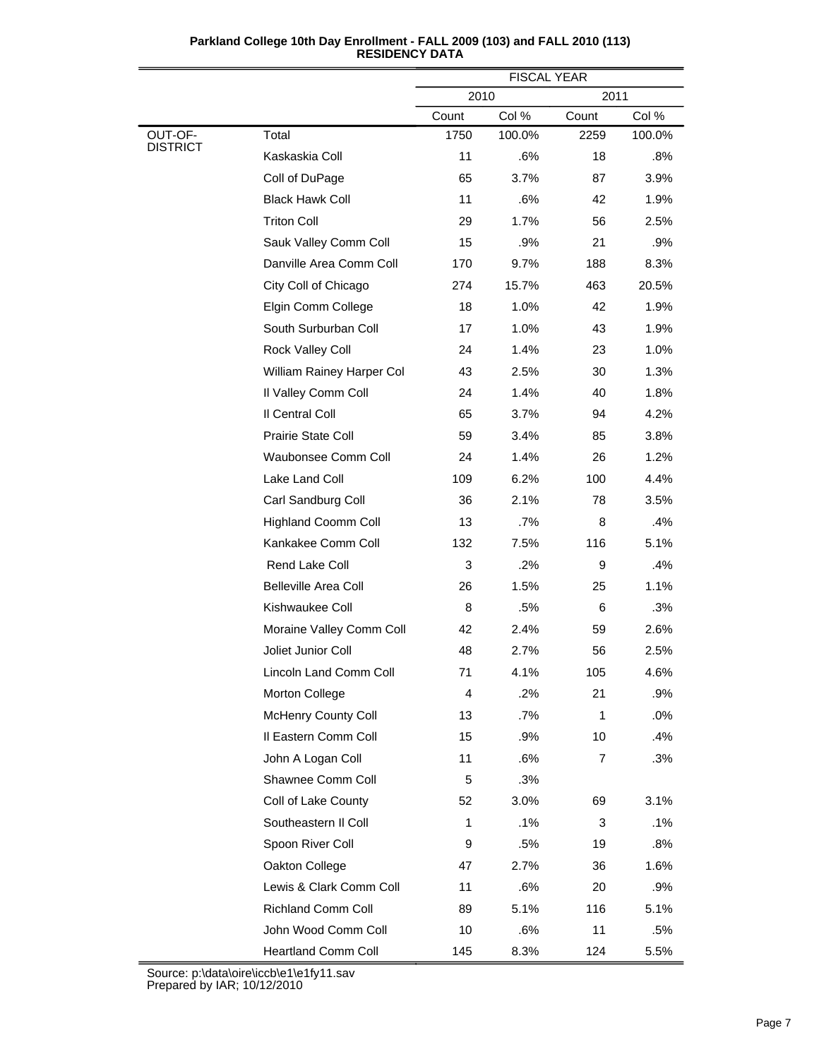**Parkland College 10th Day Enrollment - FALL 2009 (103) and FALL 2010 (113)**
**RESIDENCY DATA**

| | | FISCAL YEAR | | | |
|---|---|---|---|---|---|
| | | 2010 | | 2011 | |
| | | Count | Col % | Count | Col % |
| OUT-OF-DISTRICT | Total | 1750 | 100.0% | 2259 | 100.0% |
| | Kaskaskia Coll | 11 | .6% | 18 | .8% |
| | Coll of DuPage | 65 | 3.7% | 87 | 3.9% |
| | Black Hawk Coll | 11 | .6% | 42 | 1.9% |
| | Triton Coll | 29 | 1.7% | 56 | 2.5% |
| | Sauk Valley Comm Coll | 15 | .9% | 21 | .9% |
| | Danville Area Comm Coll | 170 | 9.7% | 188 | 8.3% |
| | City Coll of Chicago | 274 | 15.7% | 463 | 20.5% |
| | Elgin Comm College | 18 | 1.0% | 42 | 1.9% |
| | South Surburban Coll | 17 | 1.0% | 43 | 1.9% |
| | Rock Valley Coll | 24 | 1.4% | 23 | 1.0% |
| | William Rainey Harper Col | 43 | 2.5% | 30 | 1.3% |
| | Il Valley Comm Coll | 24 | 1.4% | 40 | 1.8% |
| | Il Central Coll | 65 | 3.7% | 94 | 4.2% |
| | Prairie State Coll | 59 | 3.4% | 85 | 3.8% |
| | Waubonsee Comm Coll | 24 | 1.4% | 26 | 1.2% |
| | Lake Land Coll | 109 | 6.2% | 100 | 4.4% |
| | Carl Sandburg Coll | 36 | 2.1% | 78 | 3.5% |
| | Highland Coomm Coll | 13 | .7% | 8 | .4% |
| | Kankakee Comm Coll | 132 | 7.5% | 116 | 5.1% |
| | Rend Lake Coll | 3 | .2% | 9 | .4% |
| | Belleville Area Coll | 26 | 1.5% | 25 | 1.1% |
| | Kishwaukee Coll | 8 | .5% | 6 | .3% |
| | Moraine Valley Comm Coll | 42 | 2.4% | 59 | 2.6% |
| | Joliet Junior Coll | 48 | 2.7% | 56 | 2.5% |
| | Lincoln Land Comm Coll | 71 | 4.1% | 105 | 4.6% |
| | Morton College | 4 | .2% | 21 | .9% |
| | McHenry County Coll | 13 | .7% | 1 | .0% |
| | Il Eastern Comm Coll | 15 | .9% | 10 | .4% |
| | John A Logan Coll | 11 | .6% | 7 | .3% |
| | Shawnee Comm Coll | 5 | .3% | | |
| | Coll of Lake County | 52 | 3.0% | 69 | 3.1% |
| | Southeastern Il Coll | 1 | .1% | 3 | .1% |
| | Spoon River Coll | 9 | .5% | 19 | .8% |
| | Oakton College | 47 | 2.7% | 36 | 1.6% |
| | Lewis & Clark Comm Coll | 11 | .6% | 20 | .9% |
| | Richland Comm Coll | 89 | 5.1% | 116 | 5.1% |
| | John Wood Comm Coll | 10 | .6% | 11 | .5% |
| | Heartland Comm Coll | 145 | 8.3% | 124 | 5.5% |

Source: p:\data\oire\iccb\e1\e1fy11.sav
Prepared by IAR; 10/12/2010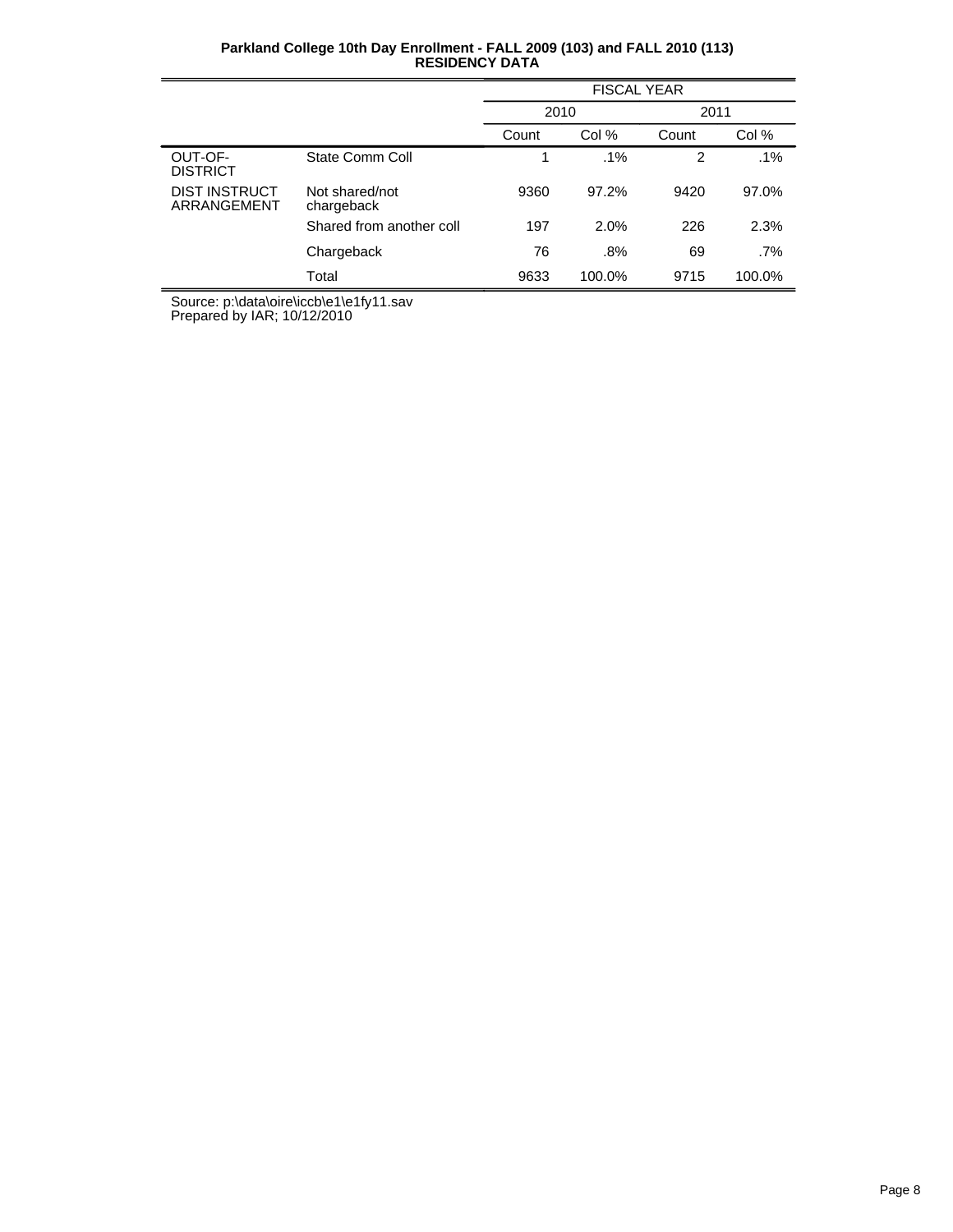**Parkland College 10th Day Enrollment - FALL 2009 (103) and FALL 2010 (113)**
**RESIDENCY DATA**

| | | FISCAL YEAR | | | |
|---|---|---|---|---|---|
| | | 2010 | | 2011 | |
| | | Count | Col % | Count | Col % |
| OUT-OF-DISTRICT | State Comm Coll | 1 | .1% | 2 | .1% |
| DIST INSTRUCT ARRANGEMENT | Not shared/not chargeback | 9360 | 97.2% | 9420 | 97.0% |
| | Shared from another coll | 197 | 2.0% | 226 | 2.3% |
| | Chargeback | 76 | .8% | 69 | .7% |
| | Total | 9633 | 100.0% | 9715 | 100.0% |

Source: p:\data\oire\iccb\e1\e1fy11.sav
Prepared by IAR; 10/12/2010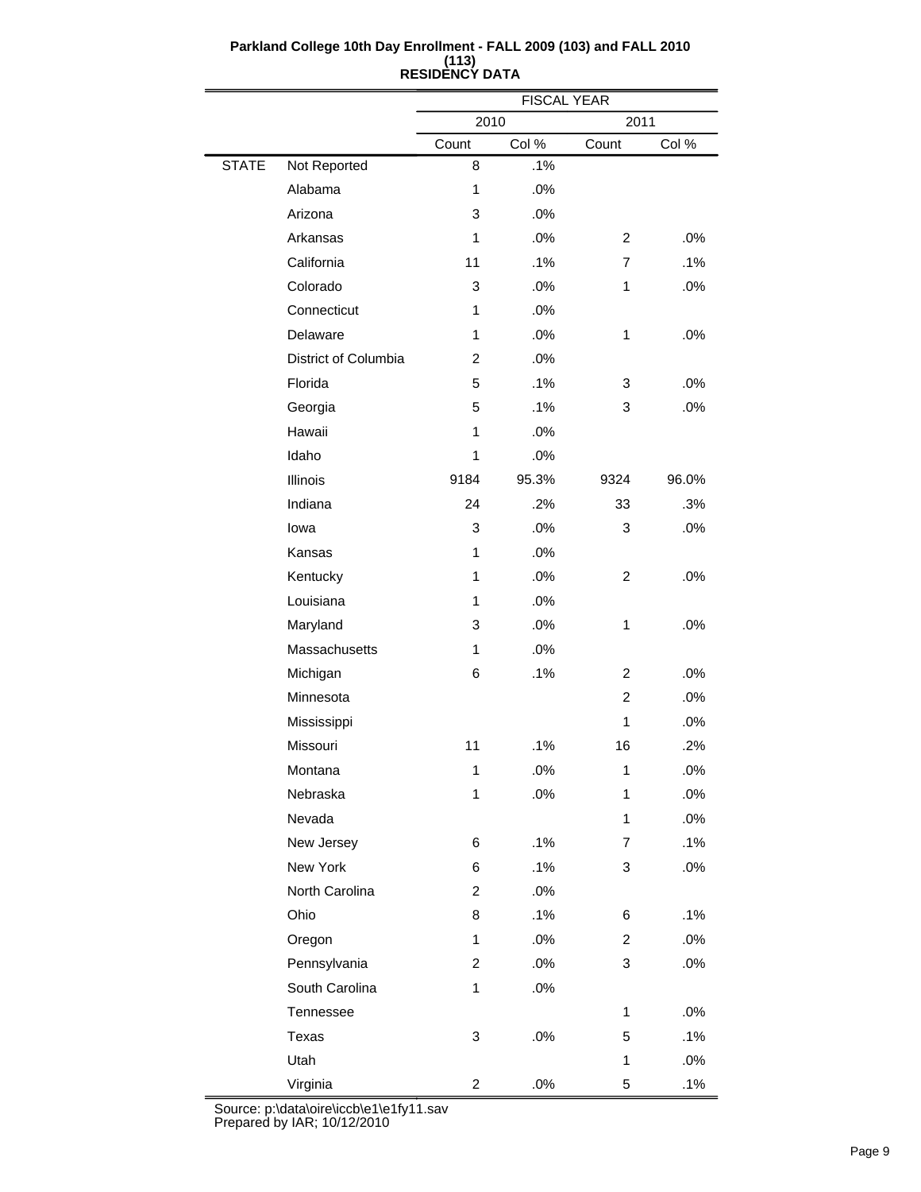**Parkland College 10th Day Enrollment - FALL 2009 (103) and FALL 2010 (113)**
**RESIDENCY DATA**

| | | FISCAL YEAR | | | |
|---|---|---|---|---|---|
| | | 2010 | | 2011 | |
| | | Count | Col % | Count | Col % |
| STATE | Not Reported | 8 | .1% | | |
| | Alabama | 1 | .0% | | |
| | Arizona | 3 | .0% | | |
| | Arkansas | 1 | .0% | 2 | .0% |
| | California | 11 | .1% | 7 | .1% |
| | Colorado | 3 | .0% | 1 | .0% |
| | Connecticut | 1 | .0% | | |
| | Delaware | 1 | .0% | 1 | .0% |
| | District of Columbia | 2 | .0% | | |
| | Florida | 5 | .1% | 3 | .0% |
| | Georgia | 5 | .1% | 3 | .0% |
| | Hawaii | 1 | .0% | | |
| | Idaho | 1 | .0% | | |
| | Illinois | 9184 | 95.3% | 9324 | 96.0% |
| | Indiana | 24 | .2% | 33 | .3% |
| | Iowa | 3 | .0% | 3 | .0% |
| | Kansas | 1 | .0% | | |
| | Kentucky | 1 | .0% | 2 | .0% |
| | Louisiana | 1 | .0% | | |
| | Maryland | 3 | .0% | 1 | .0% |
| | Massachusetts | 1 | .0% | | |
| | Michigan | 6 | .1% | 2 | .0% |
| | Minnesota | | | 2 | .0% |
| | Mississippi | | | 1 | .0% |
| | Missouri | 11 | .1% | 16 | .2% |
| | Montana | 1 | .0% | 1 | .0% |
| | Nebraska | 1 | .0% | 1 | .0% |
| | Nevada | | | 1 | .0% |
| | New Jersey | 6 | .1% | 7 | .1% |
| | New York | 6 | .1% | 3 | .0% |
| | North Carolina | 2 | .0% | | |
| | Ohio | 8 | .1% | 6 | .1% |
| | Oregon | 1 | .0% | 2 | .0% |
| | Pennsylvania | 2 | .0% | 3 | .0% |
| | South Carolina | 1 | .0% | | |
| | Tennessee | | | 1 | .0% |
| | Texas | 3 | .0% | 5 | .1% |
| | Utah | | | 1 | .0% |
| | Virginia | 2 | .0% | 5 | .1% |

Source: p:\data\oire\iccb\e1\e1fy11.sav
Prepared by IAR; 10/12/2010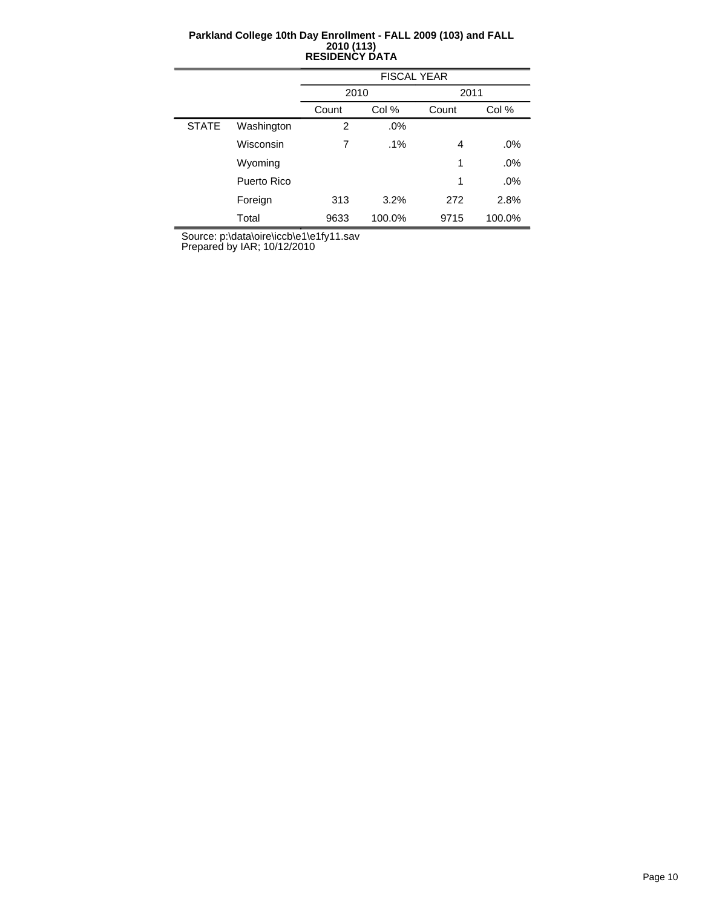**Parkland College 10th Day Enrollment - FALL 2009 (103) and FALL 2010 (113)**
**RESIDENCY DATA**

| | | FISCAL YEAR | | | |
|---|---|---|---|---|---|
| | | 2010 | | 2011 | |
| | | Count | Col % | Count | Col % |
| STATE | Washington | 2 | .0% | | |
| | Wisconsin | 7 | .1% | 4 | .0% |
| | Wyoming | | | 1 | .0% |
| | Puerto Rico | | | 1 | .0% |
| | Foreign | 313 | 3.2% | 272 | 2.8% |
| | Total | 9633 | 100.0% | 9715 | 100.0% |

Source: p:\data\oire\iccb\e1\e1fy11.sav
Prepared by IAR; 10/12/2010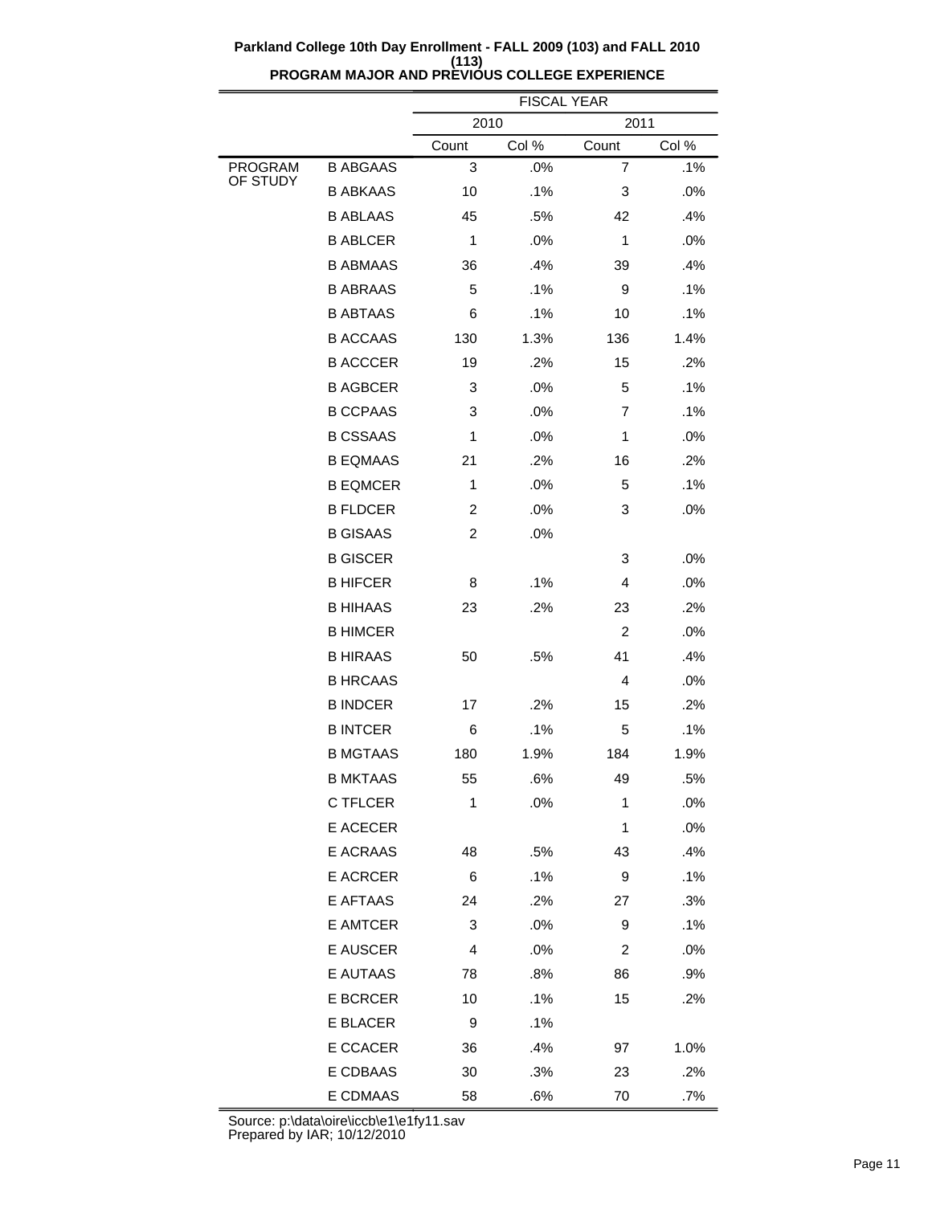**Parkland College 10th Day Enrollment - FALL 2009 (103) and FALL 2010 (113)**
**PROGRAM MAJOR AND PREVIOUS COLLEGE EXPERIENCE**

| | | FISCAL YEAR | | | |
|---|---|---|---|---|---|
| | | 2010 | | 2011 | |
| | | Count | Col % | Count | Col % |
| PROGRAM OF STUDY | B ABGAAS | 3 | .0% | 7 | .1% |
| | B ABKAAS | 10 | .1% | 3 | .0% |
| | B ABLAAS | 45 | .5% | 42 | .4% |
| | B ABLCER | 1 | .0% | 1 | .0% |
| | B ABMAAS | 36 | .4% | 39 | .4% |
| | B ABRAAS | 5 | .1% | 9 | .1% |
| | B ABTAAS | 6 | .1% | 10 | .1% |
| | B ACCAAS | 130 | 1.3% | 136 | 1.4% |
| | B ACCCER | 19 | .2% | 15 | .2% |
| | B AGBCER | 3 | .0% | 5 | .1% |
| | B CCPAAS | 3 | .0% | 7 | .1% |
| | B CSSAAS | 1 | .0% | 1 | .0% |
| | B EQMAAS | 21 | .2% | 16 | .2% |
| | B EQMCER | 1 | .0% | 5 | .1% |
| | B FLDCER | 2 | .0% | 3 | .0% |
| | B GISAAS | 2 | .0% | | |
| | B GISCER | | | 3 | .0% |
| | B HIFCER | 8 | .1% | 4 | .0% |
| | B HIHAAS | 23 | .2% | 23 | .2% |
| | B HIMCER | | | 2 | .0% |
| | B HIRAAS | 50 | .5% | 41 | .4% |
| | B HRCAAS | | | 4 | .0% |
| | B INDCER | 17 | .2% | 15 | .2% |
| | B INTCER | 6 | .1% | 5 | .1% |
| | B MGTAAS | 180 | 1.9% | 184 | 1.9% |
| | B MKTAAS | 55 | .6% | 49 | .5% |
| | C TFLCER | 1 | .0% | 1 | .0% |
| | E ACECER | | | 1 | .0% |
| | E ACRAAS | 48 | .5% | 43 | .4% |
| | E ACRCER | 6 | .1% | 9 | .1% |
| | E AFTAAS | 24 | .2% | 27 | .3% |
| | E AMTCER | 3 | .0% | 9 | .1% |
| | E AUSCER | 4 | .0% | 2 | .0% |
| | E AUTAAS | 78 | .8% | 86 | .9% |
| | E BCRCER | 10 | .1% | 15 | .2% |
| | E BLACER | 9 | .1% | | |
| | E CCACER | 36 | .4% | 97 | 1.0% |
| | E CDBAAS | 30 | .3% | 23 | .2% |
| | E CDMAAS | 58 | .6% | 70 | .7% |

Source: p:\data\oire\iccb\e1\e1fy11.sav
Prepared by IAR; 10/12/2010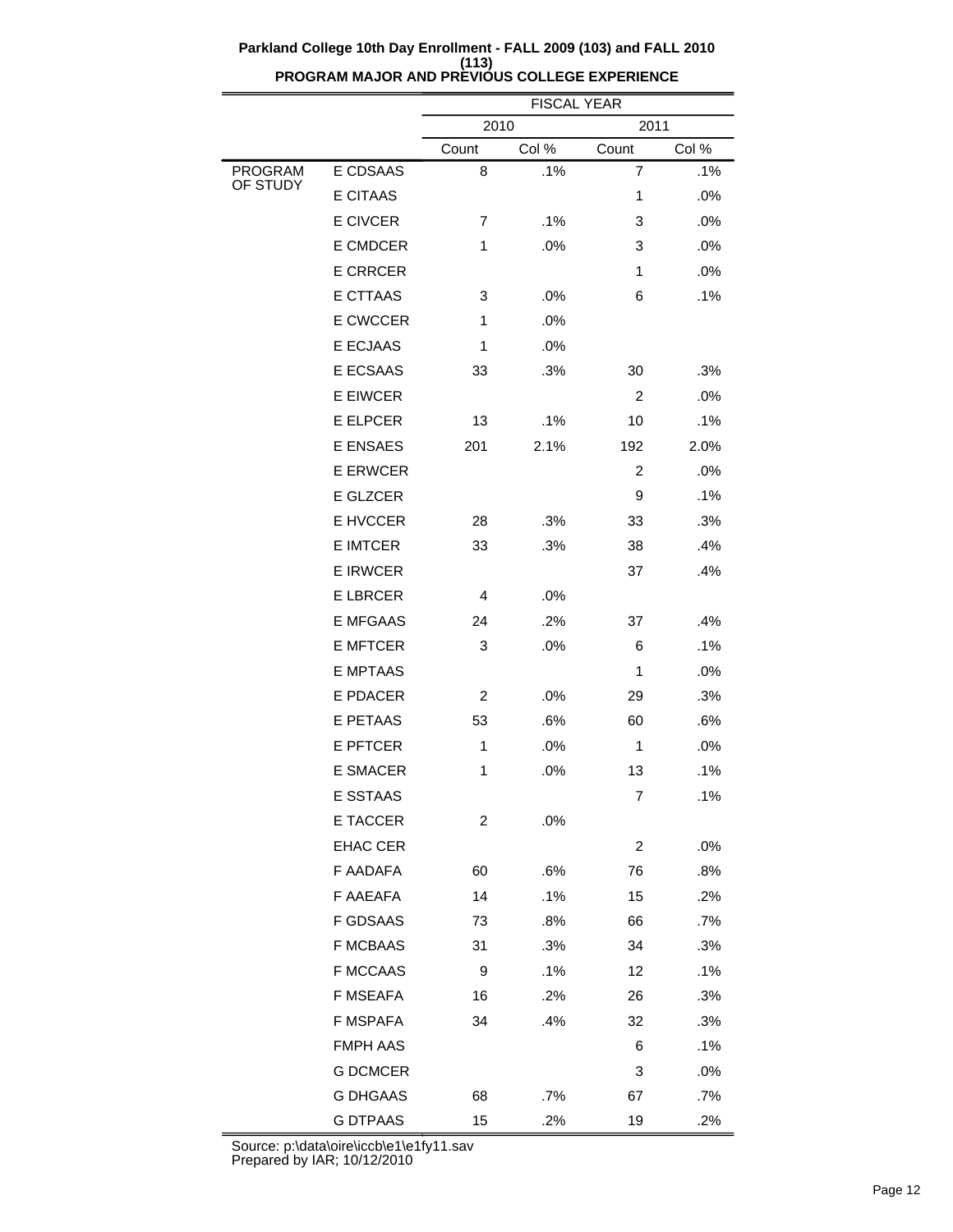**Parkland College 10th Day Enrollment - FALL 2009 (103) and FALL 2010 (113)**
**PROGRAM MAJOR AND PREVIOUS COLLEGE EXPERIENCE**

| | | FISCAL YEAR | | | |
|---|---|---|---|---|---|
| | | 2010 | | 2011 | |
| | | Count | Col % | Count | Col % |
| PROGRAM OF STUDY | E CDSAAS | 8 | .1% | 7 | .1% |
| | E CITAAS | | | 1 | .0% |
| | E CIVCER | 7 | .1% | 3 | .0% |
| | E CMDCER | 1 | .0% | 3 | .0% |
| | E CRRCER | | | 1 | .0% |
| | E CTTAAS | 3 | .0% | 6 | .1% |
| | E CWCCER | 1 | .0% | | |
| | E ECJAAS | 1 | .0% | | |
| | E ECSAAS | 33 | .3% | 30 | .3% |
| | E EIWCER | | | 2 | .0% |
| | E ELPCER | 13 | .1% | 10 | .1% |
| | E ENSAES | 201 | 2.1% | 192 | 2.0% |
| | E ERWCER | | | 2 | .0% |
| | E GLZCER | | | 9 | .1% |
| | E HVCCER | 28 | .3% | 33 | .3% |
| | E IMTCER | 33 | .3% | 38 | .4% |
| | E IRWCER | | | 37 | .4% |
| | E LBRCER | 4 | .0% | | |
| | E MFGAAS | 24 | .2% | 37 | .4% |
| | E MFTCER | 3 | .0% | 6 | .1% |
| | E MPTAAS | | | 1 | .0% |
| | E PDACER | 2 | .0% | 29 | .3% |
| | E PETAAS | 53 | .6% | 60 | .6% |
| | E PFTCER | 1 | .0% | 1 | .0% |
| | E SMACER | 1 | .0% | 13 | .1% |
| | E SSTAAS | | | 7 | .1% |
| | E TACCER | 2 | .0% | | |
| | EHAC CER | | | 2 | .0% |
| | F AADAFA | 60 | .6% | 76 | .8% |
| | F AAEAFA | 14 | .1% | 15 | .2% |
| | F GDSAAS | 73 | .8% | 66 | .7% |
| | F MCBAAS | 31 | .3% | 34 | .3% |
| | F MCCAAS | 9 | .1% | 12 | .1% |
| | F MSEAFA | 16 | .2% | 26 | .3% |
| | F MSPAFA | 34 | .4% | 32 | .3% |
| | FMPH AAS | | | 6 | .1% |
| | G DCMCER | | | 3 | .0% |
| | G DHGAAS | 68 | .7% | 67 | .7% |
| | G DTPAAS | 15 | .2% | 19 | .2% |

Source: p:\data\oire\iccb\e1\e1fy11.sav
Prepared by IAR; 10/12/2010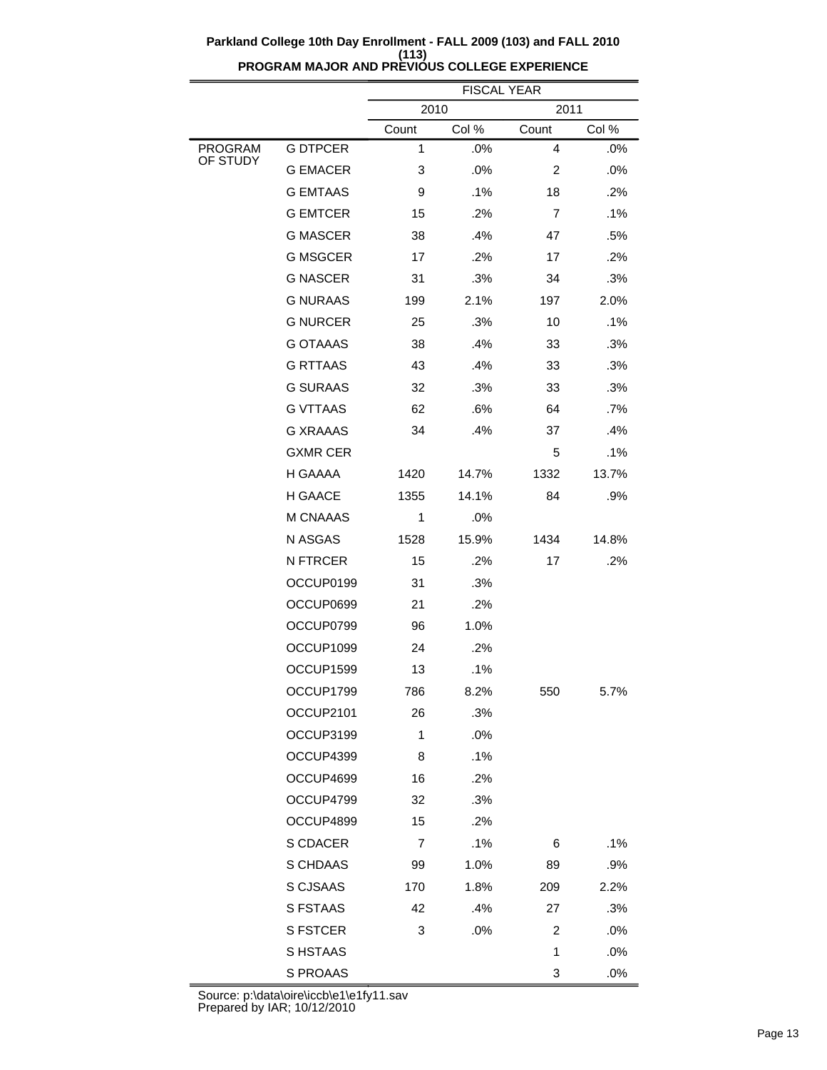**Parkland College 10th Day Enrollment - FALL 2009 (103) and FALL 2010 (113)**
**PROGRAM MAJOR AND PREVIOUS COLLEGE EXPERIENCE**

| | | FISCAL YEAR | | | |
|---|---|---|---|---|---|
| | | 2010 | | 2011 | |
| | | Count | Col % | Count | Col % |
| PROGRAM OF STUDY | G DTPCER | 1 | .0% | 4 | .0% |
| | G EMACER | 3 | .0% | 2 | .0% |
| | G EMTAAS | 9 | .1% | 18 | .2% |
| | G EMTCER | 15 | .2% | 7 | .1% |
| | G MASCER | 38 | .4% | 47 | .5% |
| | G MSGCER | 17 | .2% | 17 | .2% |
| | G NASCER | 31 | .3% | 34 | .3% |
| | G NURAAS | 199 | 2.1% | 197 | 2.0% |
| | G NURCER | 25 | .3% | 10 | .1% |
| | G OTAAAS | 38 | .4% | 33 | .3% |
| | G RTTAAS | 43 | .4% | 33 | .3% |
| | G SURAAS | 32 | .3% | 33 | .3% |
| | G VTTAAS | 62 | .6% | 64 | .7% |
| | G XRAAAS | 34 | .4% | 37 | .4% |
| | GXMR CER | | | 5 | .1% |
| | H GAAAA | 1420 | 14.7% | 1332 | 13.7% |
| | H GAACE | 1355 | 14.1% | 84 | .9% |
| | M CNAAAS | 1 | .0% | | |
| | N ASGAS | 1528 | 15.9% | 1434 | 14.8% |
| | N FTRCER | 15 | .2% | 17 | .2% |
| | OCCUP0199 | 31 | .3% | | |
| | OCCUP0699 | 21 | .2% | | |
| | OCCUP0799 | 96 | 1.0% | | |
| | OCCUP1099 | 24 | .2% | | |
| | OCCUP1599 | 13 | .1% | | |
| | OCCUP1799 | 786 | 8.2% | 550 | 5.7% |
| | OCCUP2101 | 26 | .3% | | |
| | OCCUP3199 | 1 | .0% | | |
| | OCCUP4399 | 8 | .1% | | |
| | OCCUP4699 | 16 | .2% | | |
| | OCCUP4799 | 32 | .3% | | |
| | OCCUP4899 | 15 | .2% | | |
| | S CDACER | 7 | .1% | 6 | .1% |
| | S CHDAAS | 99 | 1.0% | 89 | .9% |
| | S CJSAAS | 170 | 1.8% | 209 | 2.2% |
| | S FSTAAS | 42 | .4% | 27 | .3% |
| | S FSTCER | 3 | .0% | 2 | .0% |
| | S HSTAAS | | | 1 | .0% |
| | S PROAAS | | | 3 | .0% |

Source: p:\data\oire\iccb\e1\e1fy11.sav
Prepared by IAR; 10/12/2010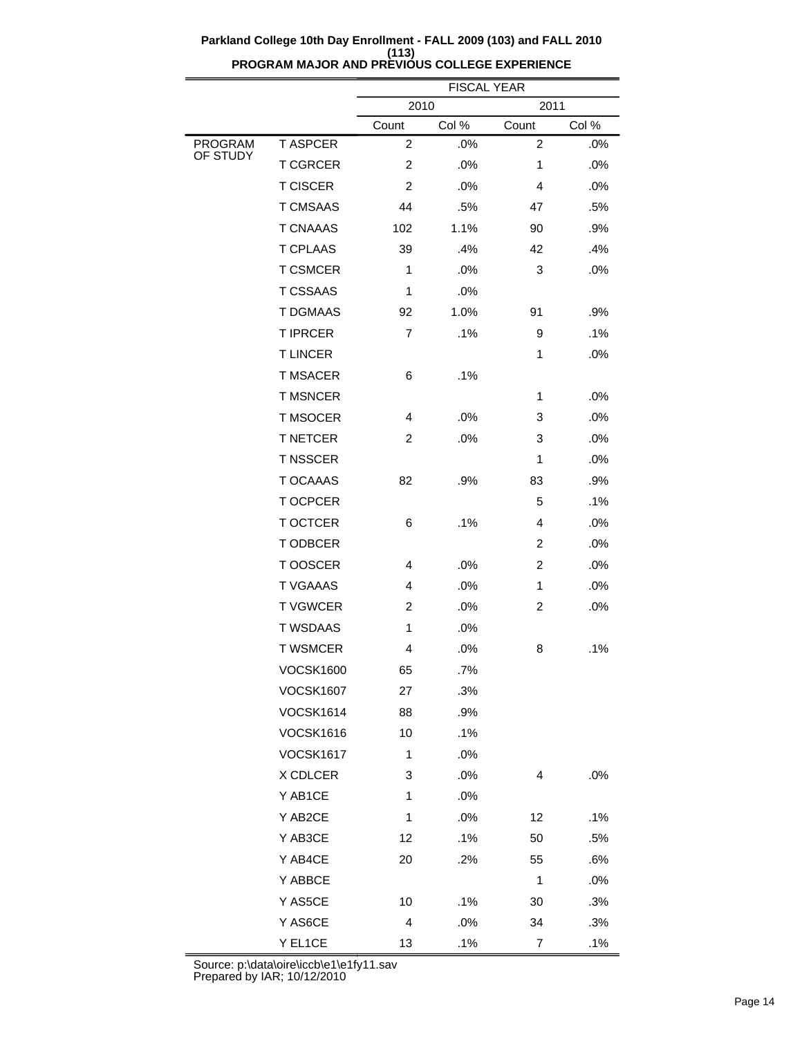**Parkland College 10th Day Enrollment - FALL 2009 (103) and FALL 2010 (113)**
**PROGRAM MAJOR AND PREVIOUS COLLEGE EXPERIENCE**

| | | FISCAL YEAR | | | |
|---|---|---|---|---|---|
| | | 2010 | | 2011 | |
| | | Count | Col % | Count | Col % |
| PROGRAM OF STUDY | T ASPCER | 2 | .0% | 2 | .0% |
| | T CGRCER | 2 | .0% | 1 | .0% |
| | T CISCER | 2 | .0% | 4 | .0% |
| | T CMSAAS | 44 | .5% | 47 | .5% |
| | T CNAAAS | 102 | 1.1% | 90 | .9% |
| | T CPLAAS | 39 | .4% | 42 | .4% |
| | T CSMCER | 1 | .0% | 3 | .0% |
| | T CSSAAS | 1 | .0% | | |
| | T DGMAAS | 92 | 1.0% | 91 | .9% |
| | T IPRCER | 7 | .1% | 9 | .1% |
| | T LINCER | | | 1 | .0% |
| | T MSACER | 6 | .1% | | |
| | T MSNCER | | | 1 | .0% |
| | T MSOCER | 4 | .0% | 3 | .0% |
| | T NETCER | 2 | .0% | 3 | .0% |
| | T NSSCER | | | 1 | .0% |
| | T OCAAAS | 82 | .9% | 83 | .9% |
| | T OCPCER | | | 5 | .1% |
| | T OCTCER | 6 | .1% | 4 | .0% |
| | T ODBCER | | | 2 | .0% |
| | T OOSCER | 4 | .0% | 2 | .0% |
| | T VGAAAS | 4 | .0% | 1 | .0% |
| | T VGWCER | 2 | .0% | 2 | .0% |
| | T WSDAAS | 1 | .0% | | |
| | T WSMCER | 4 | .0% | 8 | .1% |
| | VOCSK1600 | 65 | .7% | | |
| | VOCSK1607 | 27 | .3% | | |
| | VOCSK1614 | 88 | .9% | | |
| | VOCSK1616 | 10 | .1% | | |
| | VOCSK1617 | 1 | .0% | | |
| | X CDLCER | 3 | .0% | 4 | .0% |
| | Y AB1CE | 1 | .0% | | |
| | Y AB2CE | 1 | .0% | 12 | .1% |
| | Y AB3CE | 12 | .1% | 50 | .5% |
| | Y AB4CE | 20 | .2% | 55 | .6% |
| | Y ABBCE | | | 1 | .0% |
| | Y AS5CE | 10 | .1% | 30 | .3% |
| | Y AS6CE | 4 | .0% | 34 | .3% |
| | Y EL1CE | 13 | .1% | 7 | .1% |

Source: p:\data\oire\iccb\e1\e1fy11.sav
Prepared by IAR; 10/12/2010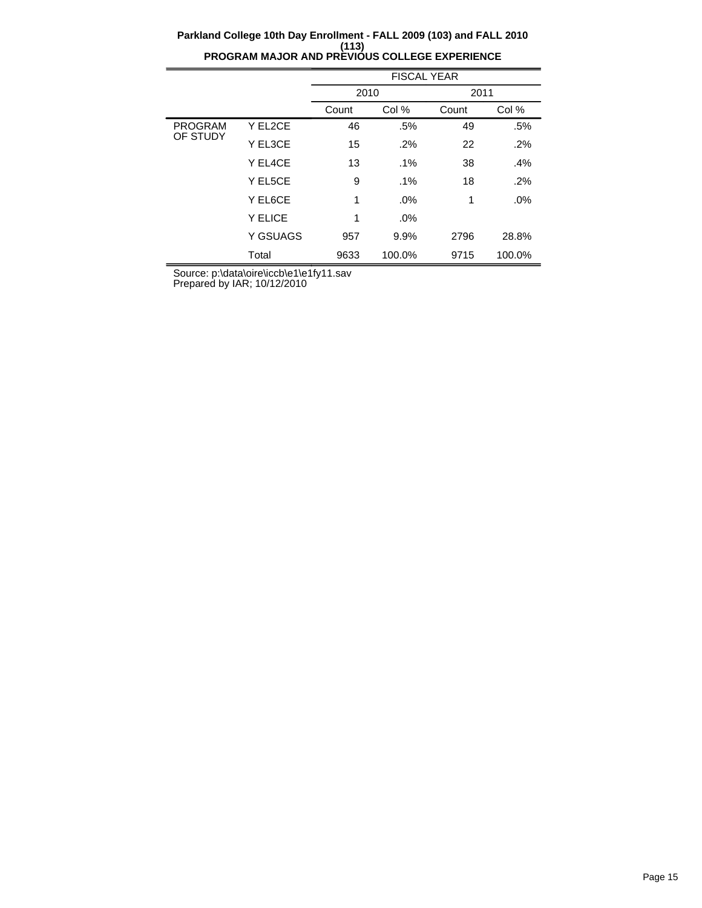**Parkland College 10th Day Enrollment - FALL 2009 (103) and FALL 2010 (113)**
**PROGRAM MAJOR AND PREVIOUS COLLEGE EXPERIENCE**

| | | FISCAL YEAR | | | |
|---|---|---|---|---|---|
| | | 2010 | | 2011 | |
| | | Count | Col % | Count | Col % |
| PROGRAM OF STUDY | Y EL2CE | 46 | .5% | 49 | .5% |
| | Y EL3CE | 15 | .2% | 22 | .2% |
| | Y EL4CE | 13 | .1% | 38 | .4% |
| | Y EL5CE | 9 | .1% | 18 | .2% |
| | Y EL6CE | 1 | .0% | 1 | .0% |
| | Y ELICE | 1 | .0% | | |
| | Y GSUAGS | 957 | 9.9% | 2796 | 28.8% |
| | Total | 9633 | 100.0% | 9715 | 100.0% |

Source: p:\data\oire\iccb\e1\e1fy11.sav
Prepared by IAR; 10/12/2010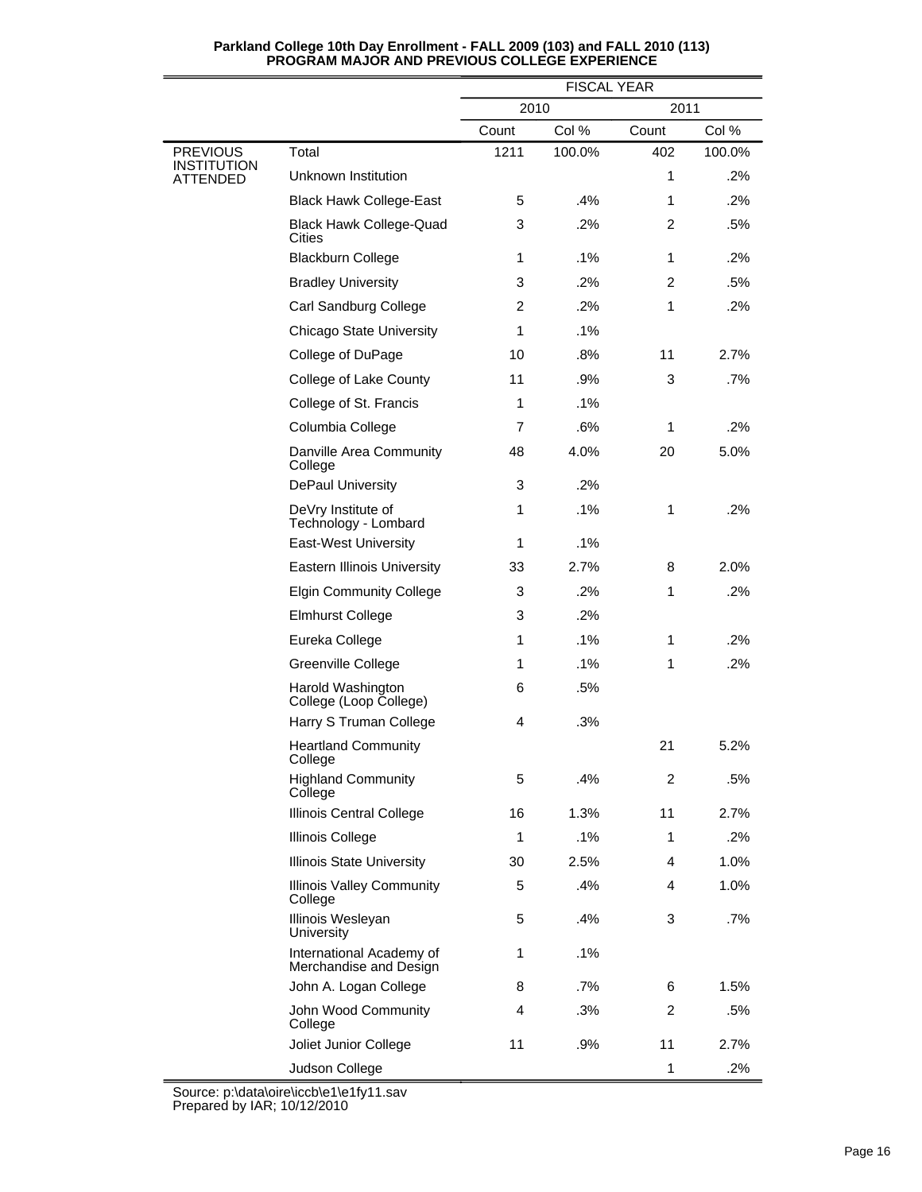**Parkland College 10th Day Enrollment - FALL 2009 (103) and FALL 2010 (113)**
**PROGRAM MAJOR AND PREVIOUS COLLEGE EXPERIENCE**

| | | FISCAL YEAR | | | |
|---|---|---|---|---|---|
| | | 2010 | | 2011 | |
| | | Count | Col % | Count | Col % |
| PREVIOUS INSTITUTION ATTENDED | Total | 1211 | 100.0% | 402 | 100.0% |
| | Unknown Institution | | | 1 | .2% |
| | Black Hawk College-East | 5 | .4% | 1 | .2% |
| | Black Hawk College-Quad Cities | 3 | .2% | 2 | .5% |
| | Blackburn College | 1 | .1% | 1 | .2% |
| | Bradley University | 3 | .2% | 2 | .5% |
| | Carl Sandburg College | 2 | .2% | 1 | .2% |
| | Chicago State University | 1 | .1% | | |
| | College of DuPage | 10 | .8% | 11 | 2.7% |
| | College of Lake County | 11 | .9% | 3 | .7% |
| | College of St. Francis | 1 | .1% | | |
| | Columbia College | 7 | .6% | 1 | .2% |
| | Danville Area Community College | 48 | 4.0% | 20 | 5.0% |
| | DePaul University | 3 | .2% | | |
| | DeVry Institute of Technology - Lombard | 1 | .1% | 1 | .2% |
| | East-West University | 1 | .1% | | |
| | Eastern Illinois University | 33 | 2.7% | 8 | 2.0% |
| | Elgin Community College | 3 | .2% | 1 | .2% |
| | Elmhurst College | 3 | .2% | | |
| | Eureka College | 1 | .1% | 1 | .2% |
| | Greenville College | 1 | .1% | 1 | .2% |
| | Harold Washington College (Loop College) | 6 | .5% | | |
| | Harry S Truman College | 4 | .3% | | |
| | Heartland Community College | | | 21 | 5.2% |
| | Highland Community College | 5 | .4% | 2 | .5% |
| | Illinois Central College | 16 | 1.3% | 11 | 2.7% |
| | Illinois College | 1 | .1% | 1 | .2% |
| | Illinois State University | 30 | 2.5% | 4 | 1.0% |
| | Illinois Valley Community College | 5 | .4% | 4 | 1.0% |
| | Illinois Wesleyan University | 5 | .4% | 3 | .7% |
| | International Academy of Merchandise and Design | 1 | .1% | | |
| | John A. Logan College | 8 | .7% | 6 | 1.5% |
| | John Wood Community College | 4 | .3% | 2 | .5% |
| | Joliet Junior College | 11 | .9% | 11 | 2.7% |
| | Judson College | | | 1 | .2% |

Source: p:\data\oire\iccb\e1\e1fy11.sav
Prepared by IAR; 10/12/2010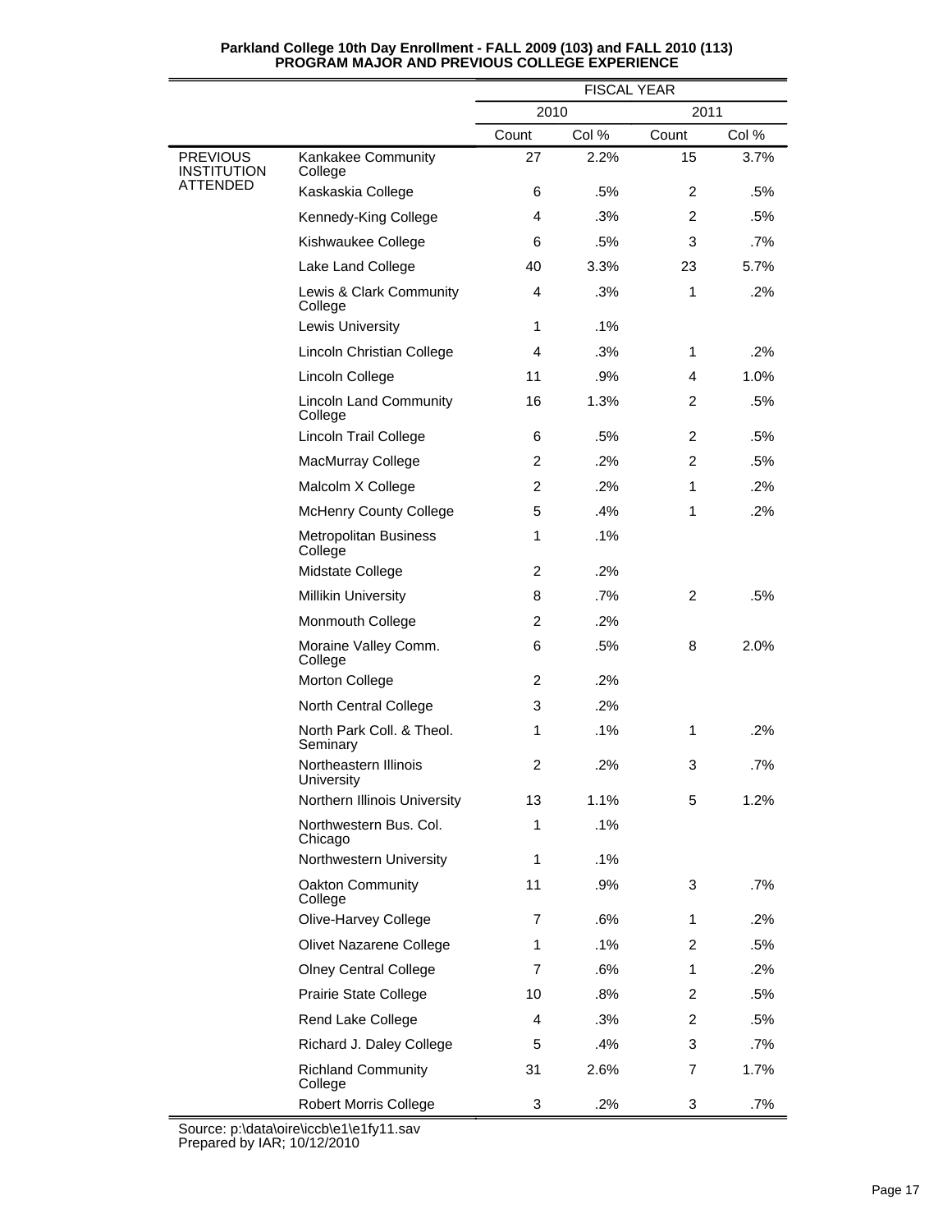**Parkland College 10th Day Enrollment - FALL 2009 (103) and FALL 2010 (113)**
**PROGRAM MAJOR AND PREVIOUS COLLEGE EXPERIENCE**

| | | FISCAL YEAR | | | |
|---|---|---|---|---|---|
| | | 2010 | | 2011 | |
| | | Count | Col % | Count | Col % |
| PREVIOUS INSTITUTION ATTENDED | Kankakee Community College | 27 | 2.2% | 15 | 3.7% |
| | Kaskaskia College | 6 | .5% | 2 | .5% |
| | Kennedy-King College | 4 | .3% | 2 | .5% |
| | Kishwaukee College | 6 | .5% | 3 | .7% |
| | Lake Land College | 40 | 3.3% | 23 | 5.7% |
| | Lewis & Clark Community College | 4 | .3% | 1 | .2% |
| | Lewis University | 1 | .1% | | |
| | Lincoln Christian College | 4 | .3% | 1 | .2% |
| | Lincoln College | 11 | .9% | 4 | 1.0% |
| | Lincoln Land Community College | 16 | 1.3% | 2 | .5% |
| | Lincoln Trail College | 6 | .5% | 2 | .5% |
| | MacMurray College | 2 | .2% | 2 | .5% |
| | Malcolm X College | 2 | .2% | 1 | .2% |
| | McHenry County College | 5 | .4% | 1 | .2% |
| | Metropolitan Business College | 1 | .1% | | |
| | Midstate College | 2 | .2% | | |
| | Millikin University | 8 | .7% | 2 | .5% |
| | Monmouth College | 2 | .2% | | |
| | Moraine Valley Comm. College | 6 | .5% | 8 | 2.0% |
| | Morton College | 2 | .2% | | |
| | North Central College | 3 | .2% | | |
| | North Park Coll. & Theol. Seminary | 1 | .1% | 1 | .2% |
| | Northeastern Illinois University | 2 | .2% | 3 | .7% |
| | Northern Illinois University | 13 | 1.1% | 5 | 1.2% |
| | Northwestern Bus. Col. Chicago | 1 | .1% | | |
| | Northwestern University | 1 | .1% | | |
| | Oakton Community College | 11 | .9% | 3 | .7% |
| | Olive-Harvey College | 7 | .6% | 1 | .2% |
| | Olivet Nazarene College | 1 | .1% | 2 | .5% |
| | Olney Central College | 7 | .6% | 1 | .2% |
| | Prairie State College | 10 | .8% | 2 | .5% |
| | Rend Lake College | 4 | .3% | 2 | .5% |
| | Richard J. Daley College | 5 | .4% | 3 | .7% |
| | Richland Community College | 31 | 2.6% | 7 | 1.7% |
| | Robert Morris College | 3 | .2% | 3 | .7% |

Source: p:\data\oire\iccb\e1\e1fy11.sav
Prepared by IAR; 10/12/2010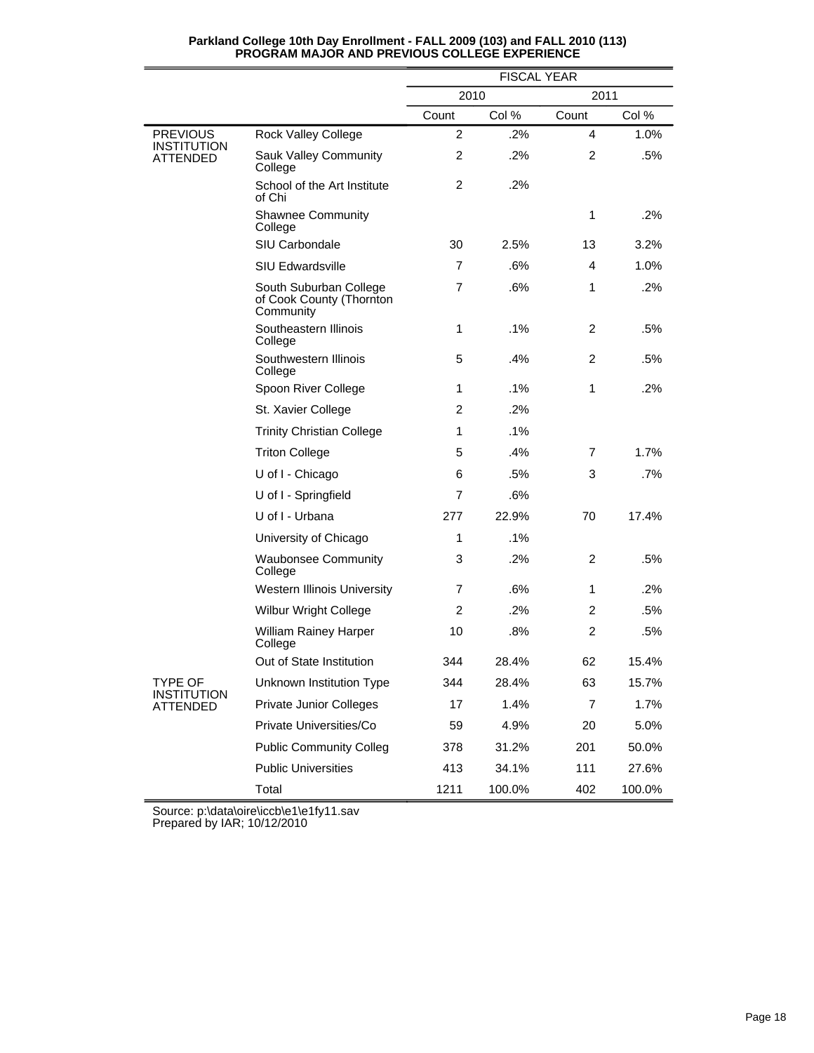**Parkland College 10th Day Enrollment - FALL 2009 (103) and FALL 2010 (113)**
**PROGRAM MAJOR AND PREVIOUS COLLEGE EXPERIENCE**

| | | FISCAL YEAR | | | |
|---|---|---|---|---|---|
| | | 2010 | | 2011 | |
| | | Count | Col % | Count | Col % |
| PREVIOUS INSTITUTION ATTENDED | Rock Valley College | 2 | .2% | 4 | 1.0% |
| | Sauk Valley Community College | 2 | .2% | 2 | .5% |
| | School of the Art Institute of Chi | 2 | .2% | | |
| | Shawnee Community College | | | 1 | .2% |
| | SIU Carbondale | 30 | 2.5% | 13 | 3.2% |
| | SIU Edwardsville | 7 | .6% | 4 | 1.0% |
| | South Suburban College of Cook County (Thornton Community | 7 | .6% | 1 | .2% |
| | Southeastern Illinois College | 1 | .1% | 2 | .5% |
| | Southwestern Illinois College | 5 | .4% | 2 | .5% |
| | Spoon River College | 1 | .1% | 1 | .2% |
| | St. Xavier College | 2 | .2% | | |
| | Trinity Christian College | 1 | .1% | | |
| | Triton College | 5 | .4% | 7 | 1.7% |
| | U of I - Chicago | 6 | .5% | 3 | .7% |
| | U of I - Springfield | 7 | .6% | | |
| | U of I - Urbana | 277 | 22.9% | 70 | 17.4% |
| | University of Chicago | 1 | .1% | | |
| | Waubonsee Community College | 3 | .2% | 2 | .5% |
| | Western Illinois University | 7 | .6% | 1 | .2% |
| | Wilbur Wright College | 2 | .2% | 2 | .5% |
| | William Rainey Harper College | 10 | .8% | 2 | .5% |
| | Out of State Institution | 344 | 28.4% | 62 | 15.4% |
| TYPE OF INSTITUTION ATTENDED | Unknown Institution Type | 344 | 28.4% | 63 | 15.7% |
| | Private Junior Colleges | 17 | 1.4% | 7 | 1.7% |
| | Private Universities/Co | 59 | 4.9% | 20 | 5.0% |
| | Public Community Colleg | 378 | 31.2% | 201 | 50.0% |
| | Public Universities | 413 | 34.1% | 111 | 27.6% |
| | Total | 1211 | 100.0% | 402 | 100.0% |

Source: p:\data\oire\iccb\e1\e1fy11.sav
Prepared by IAR; 10/12/2010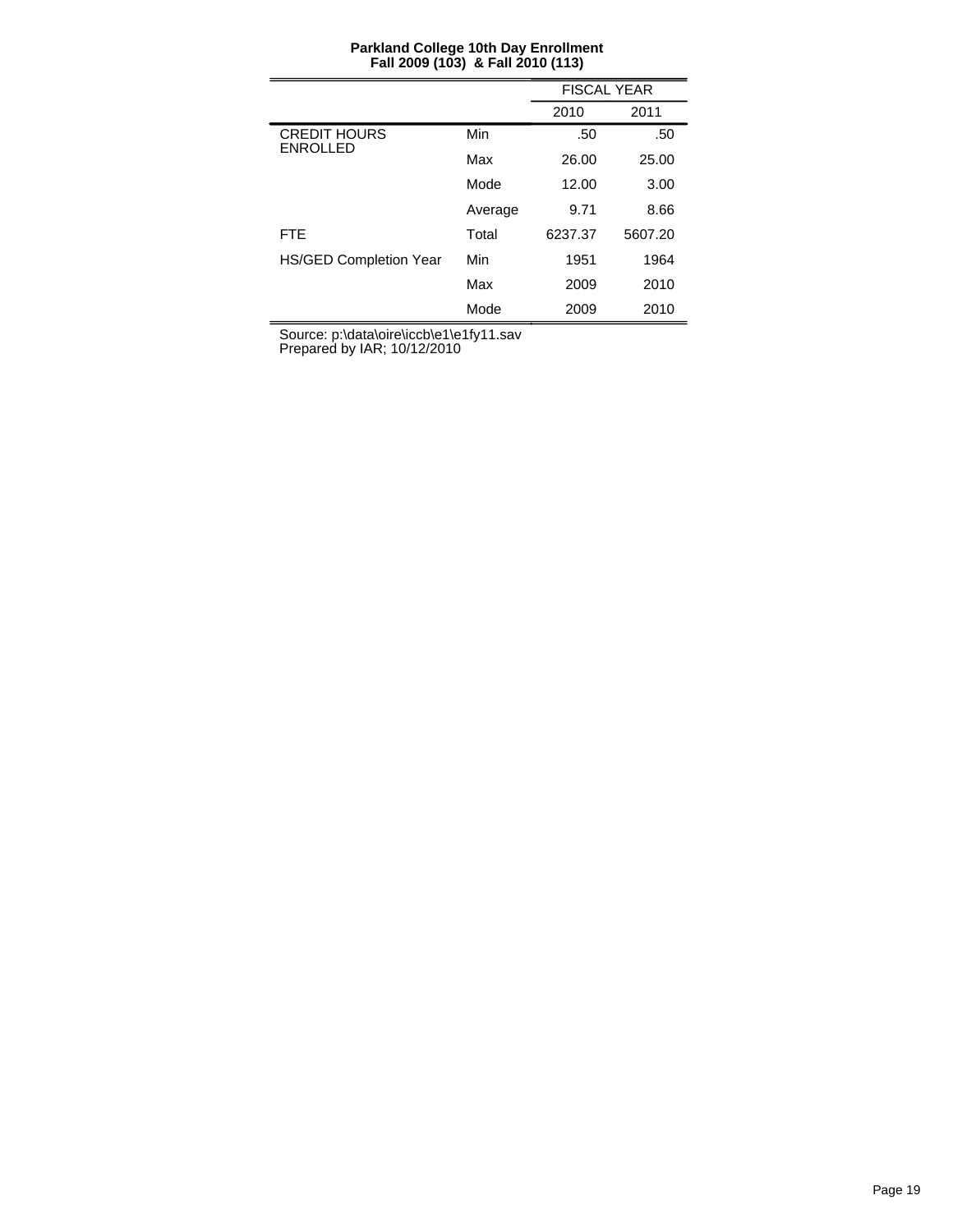**Parkland College 10th Day Enrollment**
**Fall 2009 (103) & Fall 2010 (113)**

| | | FISCAL YEAR | |
|---|---|---|---|
| | | 2010 | 2011 |
| CREDIT HOURS ENROLLED | Min | .50 | .50 |
| | Max | 26.00 | 25.00 |
| | Mode | 12.00 | 3.00 |
| | Average | 9.71 | 8.66 |
| FTE | Total | 6237.37 | 5607.20 |
| HS/GED Completion Year | Min | 1951 | 1964 |
| | Max | 2009 | 2010 |
| | Mode | 2009 | 2010 |

Source: p:\data\oire\iccb\e1\e1fy11.sav
Prepared by IAR; 10/12/2010